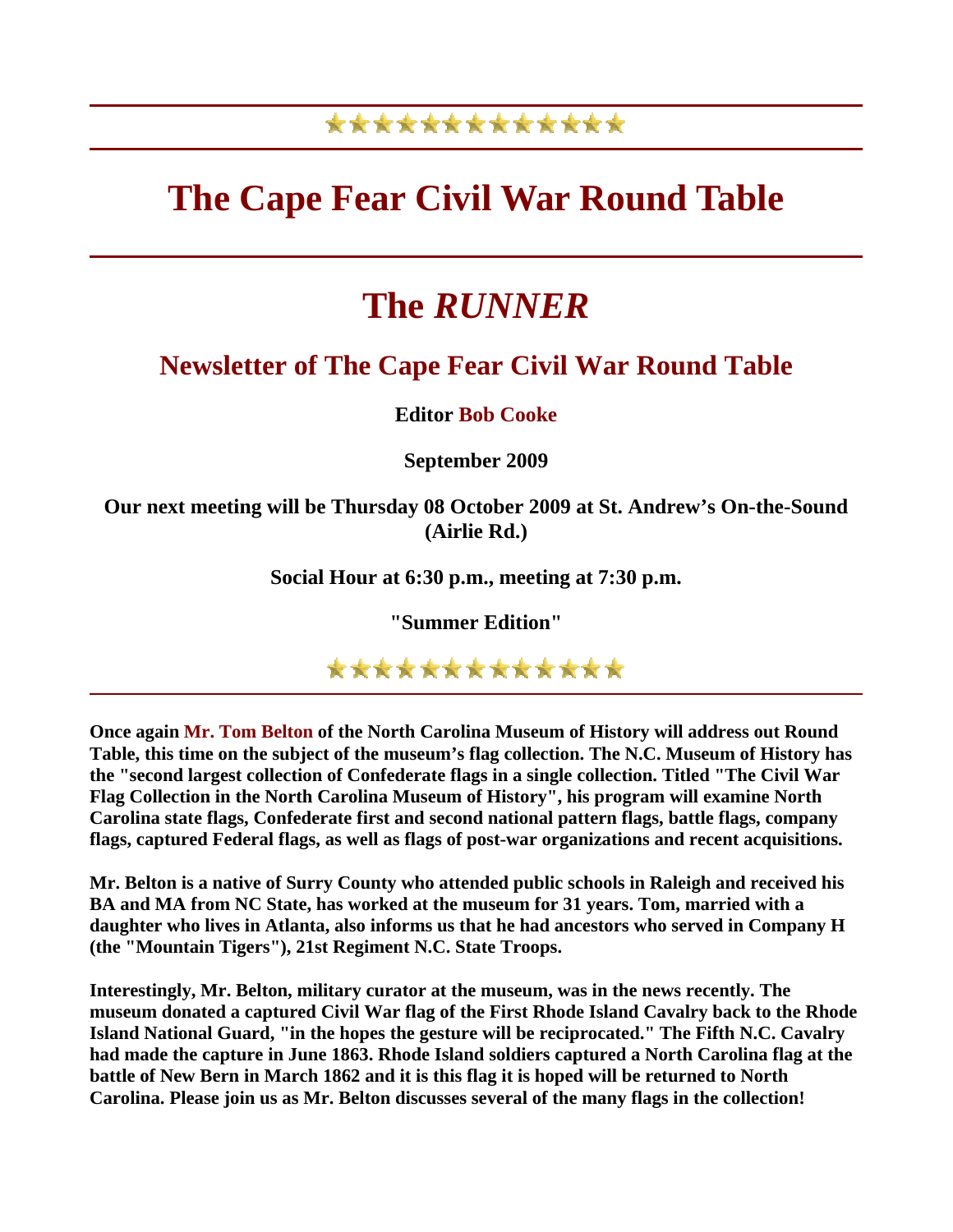# The Cape Fear Civil War Round Table

## The *RUNNER*

### Newsletter of The Cape Fear Civil War Round Table

**Editor Bob Cooke**

**September 2009**

**Our next meeting will be Thursday 08 October 2009 at St. Andrew's On-the-Sound (Airlie Rd.)**

**Social Hour at 6:30 p.m., meeting at 7:30 p.m.**

**"Summer Edition"**

---

**Once again Mr. Tom Belton of the North Carolina Museum of History will address out Round Table, this time on the subject of the museum's flag collection. The N.C. Museum of History has the "second largest collection of Confederate flags in a single collection. Titled "The Civil War Flag Collection in the North Carolina Museum of History", his program will examine North Carolina state flags, Confederate first and second national pattern flags, battle flags, company flags, captured Federal flags, as well as flags of post-war organizations and recent acquisitions.**

**Mr. Belton is a native of Surry County who attended public schools in Raleigh and received his BA and MA from NC State, has worked at the museum for 31 years. Tom, married with a daughter who lives in Atlanta, also informs us that he had ancestors who served in Company H (the "Mountain Tigers"), 21st Regiment N.C. State Troops.**

**Interestingly, Mr. Belton, military curator at the museum, was in the news recently. The museum donated a captured Civil War flag of the First Rhode Island Cavalry back to the Rhode Island National Guard, "in the hopes the gesture will be reciprocated." The Fifth N.C. Cavalry had made the capture in June 1863. Rhode Island soldiers captured a North Carolina flag at the battle of New Bern in March 1862 and it is this flag it is hoped will be returned to North Carolina. Please join us as Mr. Belton discusses several of the many flags in the collection!**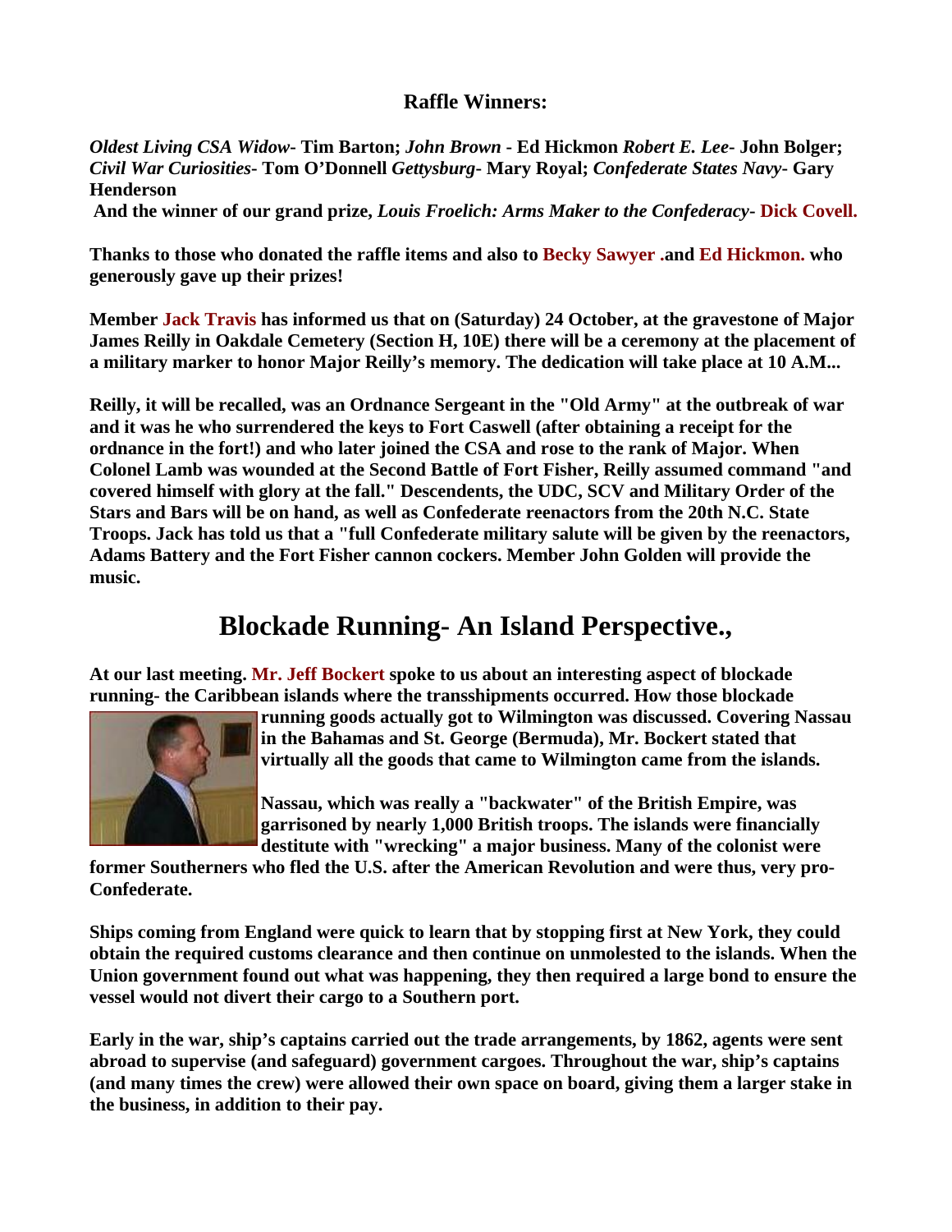## Raffle Winners:

***Oldest Living CSA Widow*- Tim Barton; *John Brown* - Ed Hickmon *Robert E. Lee*- John Bolger; *Civil War Curiosities*- Tom O'Donnell *Gettysburg*- Mary Royal; *Confederate States Navy*- Gary Henderson**

**And the winner of our grand prize, *Louis Froelich: Arms Maker to the Confederacy*- Dick Covell.**

**Thanks to those who donated the raffle items and also to Becky Sawyer .and Ed Hickmon. who generously gave up their prizes!**

**Member Jack Travis has informed us that on (Saturday) 24 October, at the gravestone of Major James Reilly in Oakdale Cemetery (Section H, 10E) there will be a ceremony at the placement of a military marker to honor Major Reilly's memory. The dedication will take place at 10 A.M...**

**Reilly, it will be recalled, was an Ordnance Sergeant in the "Old Army" at the outbreak of war and it was he who surrendered the keys to Fort Caswell (after obtaining a receipt for the ordnance in the fort!) and who later joined the CSA and rose to the rank of Major. When Colonel Lamb was wounded at the Second Battle of Fort Fisher, Reilly assumed command "and covered himself with glory at the fall." Descendents, the UDC, SCV and Military Order of the Stars and Bars will be on hand, as well as Confederate reenactors from the 20th N.C. State Troops. Jack has told us that a "full Confederate military salute will be given by the reenactors, Adams Battery and the Fort Fisher cannon cockers. Member John Golden will provide the music.**

# Blockade Running- An Island Perspective.,

**At our last meeting. Mr. Jeff Bockert spoke to us about an interesting aspect of blockade running- the Caribbean islands where the transshipments occurred. How those blockade running goods actually got to Wilmington was discussed. Covering Nassau in the Bahamas and St. George (Bermuda), Mr. Bockert stated that virtually all the goods that came to Wilmington came from the islands.**

**Nassau, which was really a "backwater" of the British Empire, was garrisoned by nearly 1,000 British troops. The islands were financially destitute with "wrecking" a major business. Many of the colonist were former Southerners who fled the U.S. after the American Revolution and were thus, very pro-Confederate.**

**Ships coming from England were quick to learn that by stopping first at New York, they could obtain the required customs clearance and then continue on unmolested to the islands. When the Union government found out what was happening, they then required a large bond to ensure the vessel would not divert their cargo to a Southern port.**

**Early in the war, ship's captains carried out the trade arrangements, by 1862, agents were sent abroad to supervise (and safeguard) government cargoes. Throughout the war, ship's captains (and many times the crew) were allowed their own space on board, giving them a larger stake in the business, in addition to their pay.**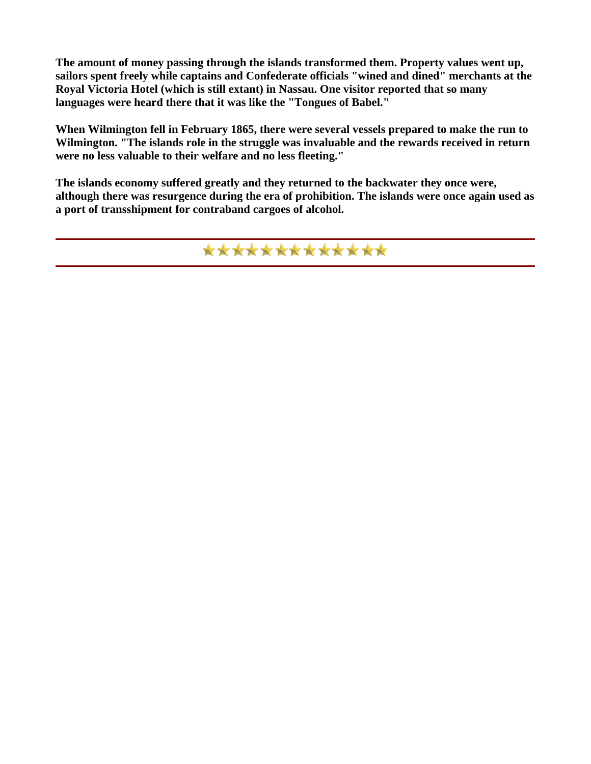**The amount of money passing through the islands transformed them. Property values went up, sailors spent freely while captains and Confederate officials "wined and dined" merchants at the Royal Victoria Hotel (which is still extant) in Nassau. One visitor reported that so many languages were heard there that it was like the "Tongues of Babel."**

**When Wilmington fell in February 1865, there were several vessels prepared to make the run to Wilmington. "The islands role in the struggle was invaluable and the rewards received in return were no less valuable to their welfare and no less fleeting."**

**The islands economy suffered greatly and they returned to the backwater they once were, although there was resurgence during the era of prohibition. The islands were once again used as a port of transshipment for contraband cargoes of alcohol.**

---

---